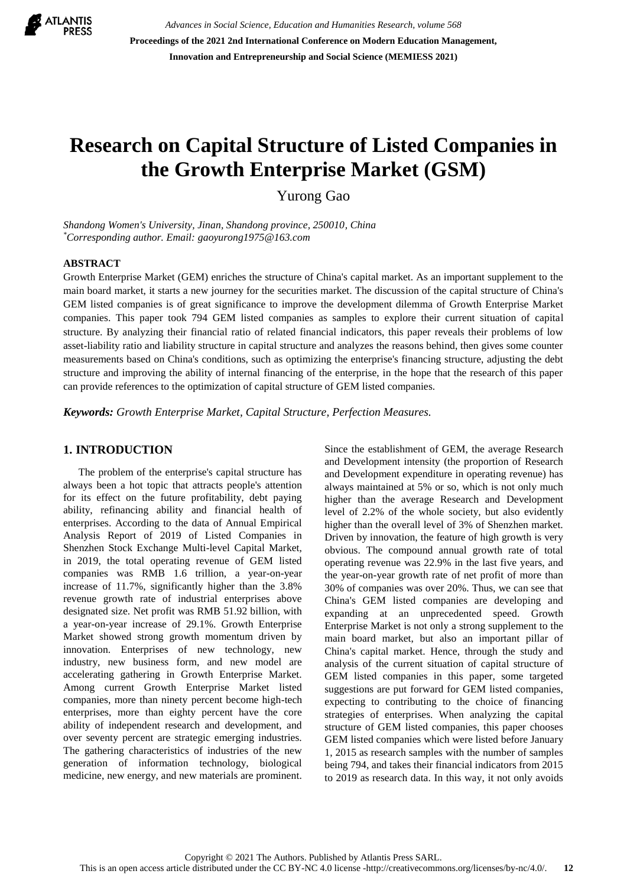# Research on Capital Structure of Listed Companies in the Growth Enterprise Market (GSM)

Yurong Gao

*Shandong Women's University, Jinan, Shandong province, 250010, China*
*[*]Corresponding author. Email: gaoyurong1975@163.com*

## ABSTRACT

Growth Enterprise Market (GEM) enriches the structure of China's capital market. As an important supplement to the main board market, it starts a new journey for the securities market. The discussion of the capital structure of China's GEM listed companies is of great significance to improve the development dilemma of Growth Enterprise Market companies. This paper took 794 GEM listed companies as samples to explore their current situation of capital structure. By analyzing their financial ratio of related financial indicators, this paper reveals their problems of low asset-liability ratio and liability structure in capital structure and analyzes the reasons behind, then gives some counter measurements based on China's conditions, such as optimizing the enterprise's financing structure, adjusting the debt structure and improving the ability of internal financing of the enterprise, in the hope that the research of this paper can provide references to the optimization of capital structure of GEM listed companies.

***Keywords:*** *Growth Enterprise Market, Capital Structure, Perfection Measures.*

## 1. INTRODUCTION

The problem of the enterprise's capital structure has always been a hot topic that attracts people's attention for its effect on the future profitability, debt paying ability, refinancing ability and financial health of enterprises. According to the data of Annual Empirical Analysis Report of 2019 of Listed Companies in Shenzhen Stock Exchange Multi-level Capital Market, in 2019, the total operating revenue of GEM listed companies was RMB 1.6 trillion, a year-on-year increase of 11.7%, significantly higher than the 3.8% revenue growth rate of industrial enterprises above designated size. Net profit was RMB 51.92 billion, with a year-on-year increase of 29.1%. Growth Enterprise Market showed strong growth momentum driven by innovation. Enterprises of new technology, new industry, new business form, and new model are accelerating gathering in Growth Enterprise Market. Among current Growth Enterprise Market listed companies, more than ninety percent become high-tech enterprises, more than eighty percent have the core ability of independent research and development, and over seventy percent are strategic emerging industries. The gathering characteristics of industries of the new generation of information technology, biological medicine, new energy, and new materials are prominent. Since the establishment of GEM, the average Research and Development intensity (the proportion of Research and Development expenditure in operating revenue) has always maintained at 5% or so, which is not only much higher than the average Research and Development level of 2.2% of the whole society, but also evidently higher than the overall level of 3% of Shenzhen market. Driven by innovation, the feature of high growth is very obvious. The compound annual growth rate of total operating revenue was 22.9% in the last five years, and the year-on-year growth rate of net profit of more than 30% of companies was over 20%. Thus, we can see that China's GEM listed companies are developing and expanding at an unprecedented speed. Growth Enterprise Market is not only a strong supplement to the main board market, but also an important pillar of China's capital market. Hence, through the study and analysis of the current situation of capital structure of GEM listed companies in this paper, some targeted suggestions are put forward for GEM listed companies, expecting to contributing to the choice of financing strategies of enterprises. When analyzing the capital structure of GEM listed companies, this paper chooses GEM listed companies which were listed before January 1, 2015 as research samples with the number of samples being 794, and takes their financial indicators from 2015 to 2019 as research data. In this way, it not only avoids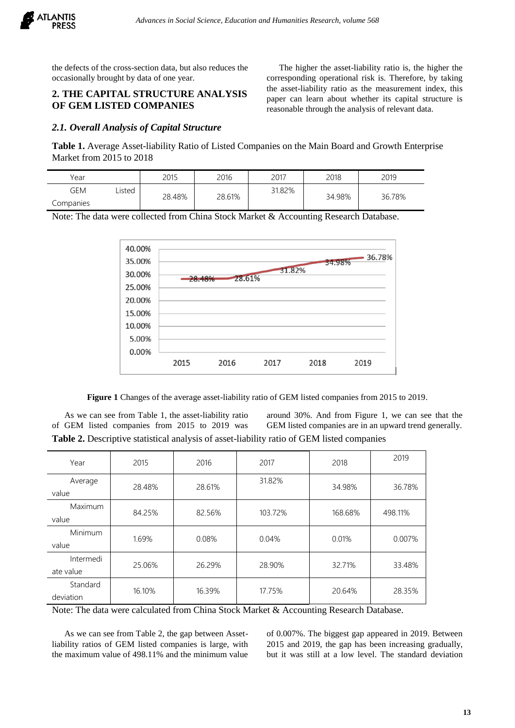the defects of the cross-section data, but also reduces the occasionally brought by data of one year.

## 2. THE CAPITAL STRUCTURE ANALYSIS OF GEM LISTED COMPANIES

The higher the asset-liability ratio is, the higher the corresponding operational risk is. Therefore, by taking the asset-liability ratio as the measurement index, this paper can learn about whether its capital structure is reasonable through the analysis of relevant data.

### *2.1. Overall Analysis of Capital Structure*

**Table 1.** Average Asset-liability Ratio of Listed Companies on the Main Board and Growth Enterprise Market from 2015 to 2018

| Year | 2015 | 2016 | 2017 | 2018 | 2019 |
|---|---|---|---|---|---|
| GEM Listed Companies | 28.48% | 28.61% | 31.82% | 34.98% | 36.78% |

Note: The data were collected from China Stock Market & Accounting Research Database.

**Figure 1** Changes of the average asset-liability ratio of GEM listed companies from 2015 to 2019.

As we can see from Table 1, the asset-liability ratio of GEM listed companies from 2015 to 2019 was around 30%. And from Figure 1, we can see that the GEM listed companies are in an upward trend generally.

**Table 2.** Descriptive statistical analysis of asset-liability ratio of GEM listed companies

| Year | 2015 | 2016 | 2017 | 2018 | 2019 |
|---|---|---|---|---|---|
| Average value | 28.48% | 28.61% | 31.82% | 34.98% | 36.78% |
| Maximum value | 84.25% | 82.56% | 103.72% | 168.68% | 498.11% |
| Minimum value | 1.69% | 0.08% | 0.04% | 0.01% | 0.007% |
| Intermediate value | 25.06% | 26.29% | 28.90% | 32.71% | 33.48% |
| Standard deviation | 16.10% | 16.39% | 17.75% | 20.64% | 28.35% |

Note: The data were calculated from China Stock Market & Accounting Research Database.

As we can see from Table 2, the gap between Asset-liability ratios of GEM listed companies is large, with the maximum value of 498.11% and the minimum value of 0.007%. The biggest gap appeared in 2019. Between 2015 and 2019, the gap has been increasing gradually, but it was still at a low level. The standard deviation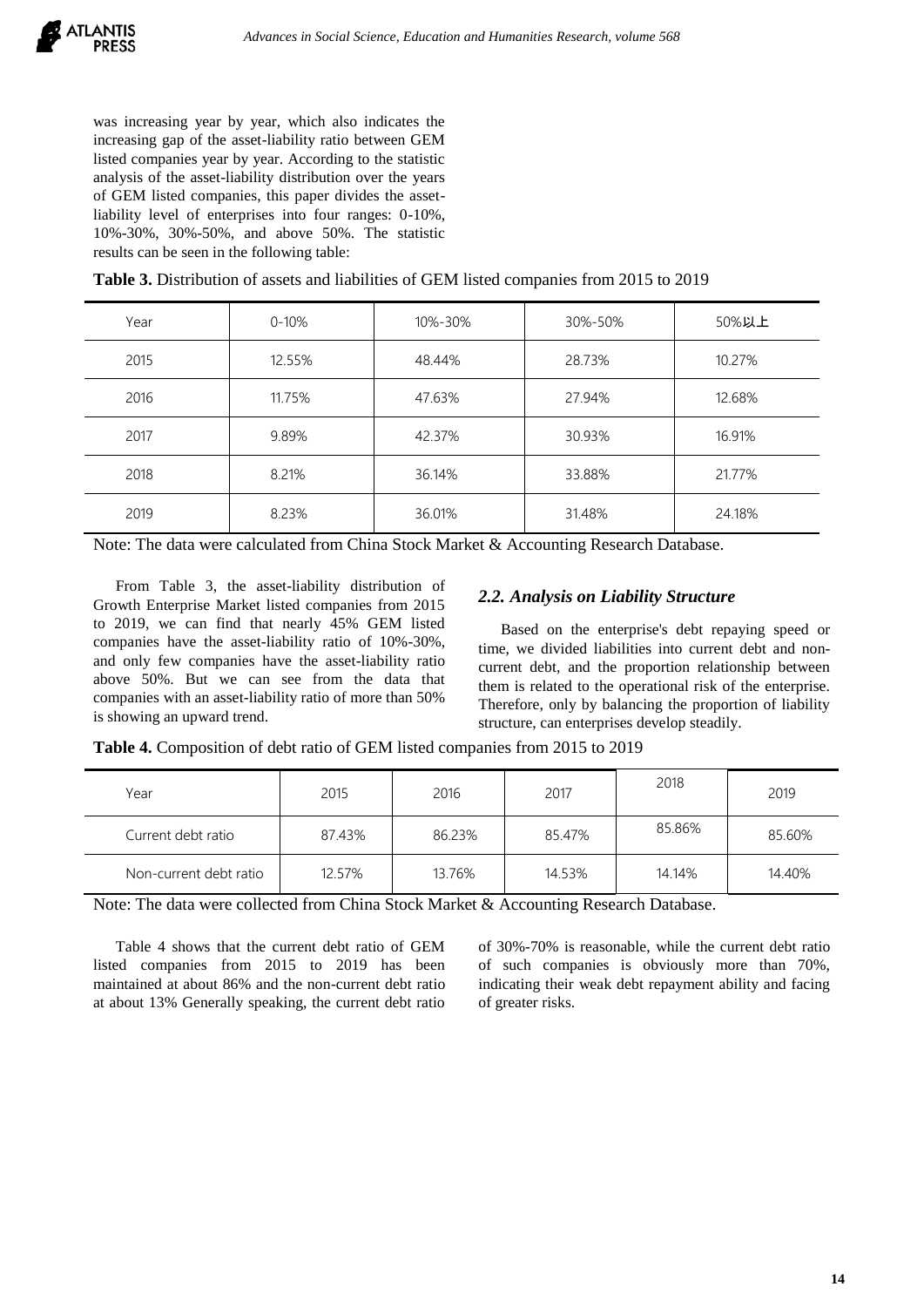was increasing year by year, which also indicates the increasing gap of the asset-liability ratio between GEM listed companies year by year. According to the statistic analysis of the asset-liability distribution over the years of GEM listed companies, this paper divides the asset-liability level of enterprises into four ranges: 0-10%, 10%-30%, 30%-50%, and above 50%. The statistic results can be seen in the following table:

**Table 3.** Distribution of assets and liabilities of GEM listed companies from 2015 to 2019

| Year | 0-10% | 10%-30% | 30%-50% | 50%以上 |
|---|---|---|---|---|
| 2015 | 12.55% | 48.44% | 28.73% | 10.27% |
| 2016 | 11.75% | 47.63% | 27.94% | 12.68% |
| 2017 | 9.89% | 42.37% | 30.93% | 16.91% |
| 2018 | 8.21% | 36.14% | 33.88% | 21.77% |
| 2019 | 8.23% | 36.01% | 31.48% | 24.18% |

Note: The data were calculated from China Stock Market & Accounting Research Database.

From Table 3, the asset-liability distribution of Growth Enterprise Market listed companies from 2015 to 2019, we can find that nearly 45% GEM listed companies have the asset-liability ratio of 10%-30%, and only few companies have the asset-liability ratio above 50%. But we can see from the data that companies with an asset-liability ratio of more than 50% is showing an upward trend.

### *2.2. Analysis on Liability Structure*

Based on the enterprise's debt repaying speed or time, we divided liabilities into current debt and non-current debt, and the proportion relationship between them is related to the operational risk of the enterprise. Therefore, only by balancing the proportion of liability structure, can enterprises develop steadily.

**Table 4.** Composition of debt ratio of GEM listed companies from 2015 to 2019

| Year | 2015 | 2016 | 2017 | 2018 | 2019 |
|---|---|---|---|---|---|
| Current debt ratio | 87.43% | 86.23% | 85.47% | 85.86% | 85.60% |
| Non-current debt ratio | 12.57% | 13.76% | 14.53% | 14.14% | 14.40% |

Note: The data were collected from China Stock Market & Accounting Research Database.

Table 4 shows that the current debt ratio of GEM listed companies from 2015 to 2019 has been maintained at about 86% and the non-current debt ratio at about 13% Generally speaking, the current debt ratio of 30%-70% is reasonable, while the current debt ratio of such companies is obviously more than 70%, indicating their weak debt repayment ability and facing of greater risks.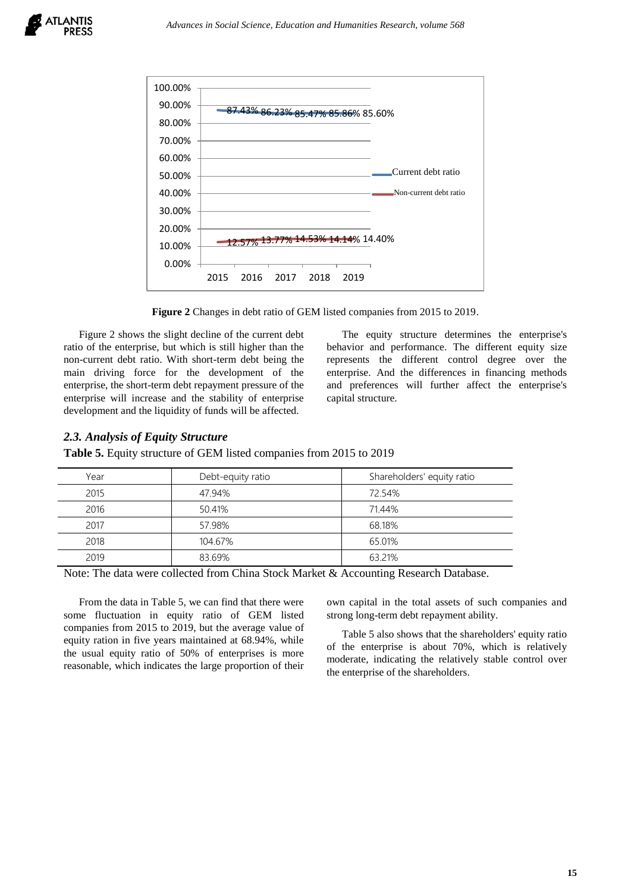Figure 2 Changes in debt ratio of GEM listed companies from 2015 to 2019.

**Figure 2** Changes in debt ratio of GEM listed companies from 2015 to 2019.

Figure 2 shows the slight decline of the current debt ratio of the enterprise, but which is still higher than the non-current debt ratio. With short-term debt being the main driving force for the development of the enterprise, the short-term debt repayment pressure of the enterprise will increase and the stability of enterprise development and the liquidity of funds will be affected.

The equity structure determines the enterprise's behavior and performance. The different equity size represents the different control degree over the enterprise. And the differences in financing methods and preferences will further affect the enterprise's capital structure.

### *2.3. Analysis of Equity Structure*

**Table 5.** Equity structure of GEM listed companies from 2015 to 2019

| Year | Debt-equity ratio | Shareholders' equity ratio |
|---|---|---|
| 2015 | 47.94% | 72.54% |
| 2016 | 50.41% | 71.44% |
| 2017 | 57.98% | 68.18% |
| 2018 | 104.67% | 65.01% |
| 2019 | 83.69% | 63.21% |

Note: The data were collected from China Stock Market & Accounting Research Database.

From the data in Table 5, we can find that there were some fluctuation in equity ratio of GEM listed companies from 2015 to 2019, but the average value of equity ration in five years maintained at 68.94%, while the usual equity ratio of 50% of enterprises is more reasonable, which indicates the large proportion of their own capital in the total assets of such companies and strong long-term debt repayment ability.

Table 5 also shows that the shareholders' equity ratio of the enterprise is about 70%, which is relatively moderate, indicating the relatively stable control over the enterprise of the shareholders.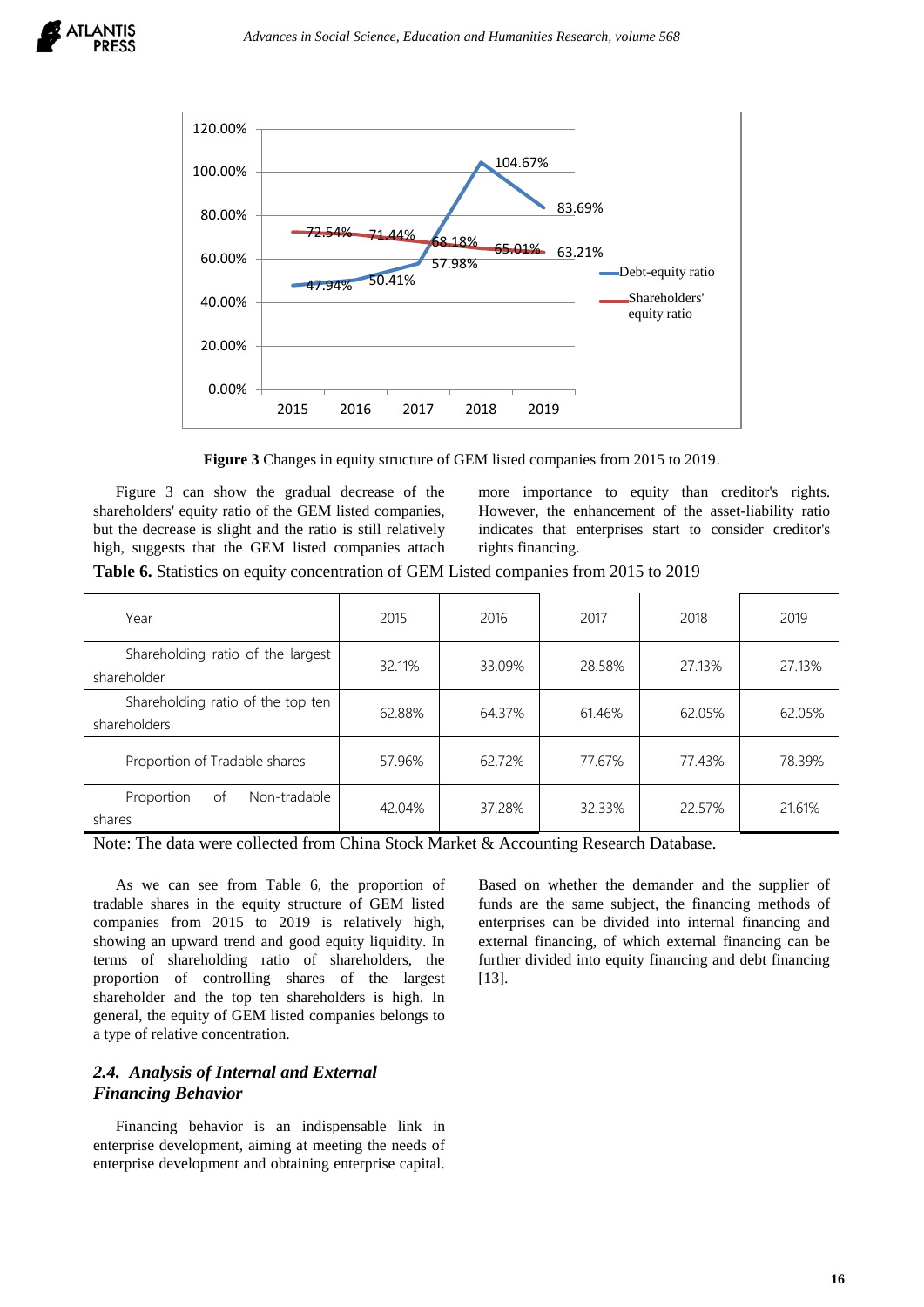Figure 3 Changes in equity structure of GEM listed companies from 2015 to 2019.

Figure 3 can show the gradual decrease of the shareholders' equity ratio of the GEM listed companies, but the decrease is slight and the ratio is still relatively high, suggests that the GEM listed companies attach more importance to equity than creditor's rights. However, the enhancement of the asset-liability ratio indicates that enterprises start to consider creditor's rights financing.

**Table 6.** Statistics on equity concentration of GEM Listed companies from 2015 to 2019

| Year | 2015 | 2016 | 2017 | 2018 | 2019 |
|---|---|---|---|---|---|
| Shareholding ratio of the largest shareholder | 32.11% | 33.09% | 28.58% | 27.13% | 27.13% |
| Shareholding ratio of the top ten shareholders | 62.88% | 64.37% | 61.46% | 62.05% | 62.05% |
| Proportion of Tradable shares | 57.96% | 62.72% | 77.67% | 77.43% | 78.39% |
| Proportion of Non-tradable shares | 42.04% | 37.28% | 32.33% | 22.57% | 21.61% |

Note: The data were collected from China Stock Market & Accounting Research Database.

As we can see from Table 6, the proportion of tradable shares in the equity structure of GEM listed companies from 2015 to 2019 is relatively high, showing an upward trend and good equity liquidity. In terms of shareholding ratio of shareholders, the proportion of controlling shares of the largest shareholder and the top ten shareholders is high. In general, the equity of GEM listed companies belongs to a type of relative concentration.

### *2.4. Analysis of Internal and External Financing Behavior*

Financing behavior is an indispensable link in enterprise development, aiming at meeting the needs of enterprise development and obtaining enterprise capital. Based on whether the demander and the supplier of funds are the same subject, the financing methods of enterprises can be divided into internal financing and external financing, of which external financing can be further divided into equity financing and debt financing [13].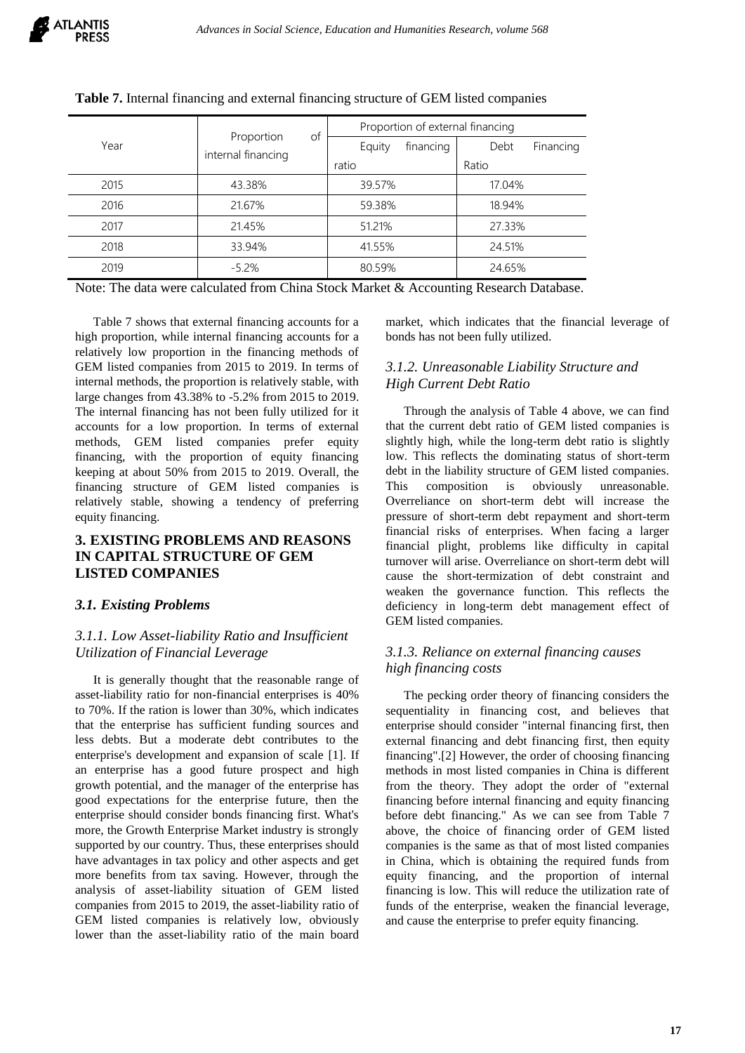**Table 7.** Internal financing and external financing structure of GEM listed companies

| Year | Proportion of internal financing | Proportion of external financing | |
|---|---|---|---|
| | | Equity financing ratio | Debt Financing Ratio |
| 2015 | 43.38% | 39.57% | 17.04% |
| 2016 | 21.67% | 59.38% | 18.94% |
| 2017 | 21.45% | 51.21% | 27.33% |
| 2018 | 33.94% | 41.55% | 24.51% |
| 2019 | -5.2% | 80.59% | 24.65% |

Note: The data were calculated from China Stock Market & Accounting Research Database.

Table 7 shows that external financing accounts for a high proportion, while internal financing accounts for a relatively low proportion in the financing methods of GEM listed companies from 2015 to 2019. In terms of internal methods, the proportion is relatively stable, with large changes from 43.38% to -5.2% from 2015 to 2019. The internal financing has not been fully utilized for it accounts for a low proportion. In terms of external methods, GEM listed companies prefer equity financing, with the proportion of equity financing keeping at about 50% from 2015 to 2019. Overall, the financing structure of GEM listed companies is relatively stable, showing a tendency of preferring equity financing.

## 3. EXISTING PROBLEMS AND REASONS IN CAPITAL STRUCTURE OF GEM LISTED COMPANIES

### *3.1. Existing Problems*

#### *3.1.1. Low Asset-liability Ratio and Insufficient Utilization of Financial Leverage*

It is generally thought that the reasonable range of asset-liability ratio for non-financial enterprises is 40% to 70%. If the ration is lower than 30%, which indicates that the enterprise has sufficient funding sources and less debts. But a moderate debt contributes to the enterprise's development and expansion of scale [1]. If an enterprise has a good future prospect and high growth potential, and the manager of the enterprise has good expectations for the enterprise future, then the enterprise should consider bonds financing first. What's more, the Growth Enterprise Market industry is strongly supported by our country. Thus, these enterprises should have advantages in tax policy and other aspects and get more benefits from tax saving. However, through the analysis of asset-liability situation of GEM listed companies from 2015 to 2019, the asset-liability ratio of GEM listed companies is relatively low, obviously lower than the asset-liability ratio of the main board market, which indicates that the financial leverage of bonds has not been fully utilized.

#### *3.1.2. Unreasonable Liability Structure and High Current Debt Ratio*

Through the analysis of Table 4 above, we can find that the current debt ratio of GEM listed companies is slightly high, while the long-term debt ratio is slightly low. This reflects the dominating status of short-term debt in the liability structure of GEM listed companies. This composition is obviously unreasonable. Overreliance on short-term debt will increase the pressure of short-term debt repayment and short-term financial risks of enterprises. When facing a larger financial plight, problems like difficulty in capital turnover will arise. Overreliance on short-term debt will cause the short-termization of debt constraint and weaken the governance function. This reflects the deficiency in long-term debt management effect of GEM listed companies.

#### *3.1.3. Reliance on external financing causes high financing costs*

The pecking order theory of financing considers the sequentiality in financing cost, and believes that enterprise should consider "internal financing first, then external financing and debt financing first, then equity financing".[2] However, the order of choosing financing methods in most listed companies in China is different from the theory. They adopt the order of "external financing before internal financing and equity financing before debt financing." As we can see from Table 7 above, the choice of financing order of GEM listed companies is the same as that of most listed companies in China, which is obtaining the required funds from equity financing, and the proportion of internal financing is low. This will reduce the utilization rate of funds of the enterprise, weaken the financial leverage, and cause the enterprise to prefer equity financing.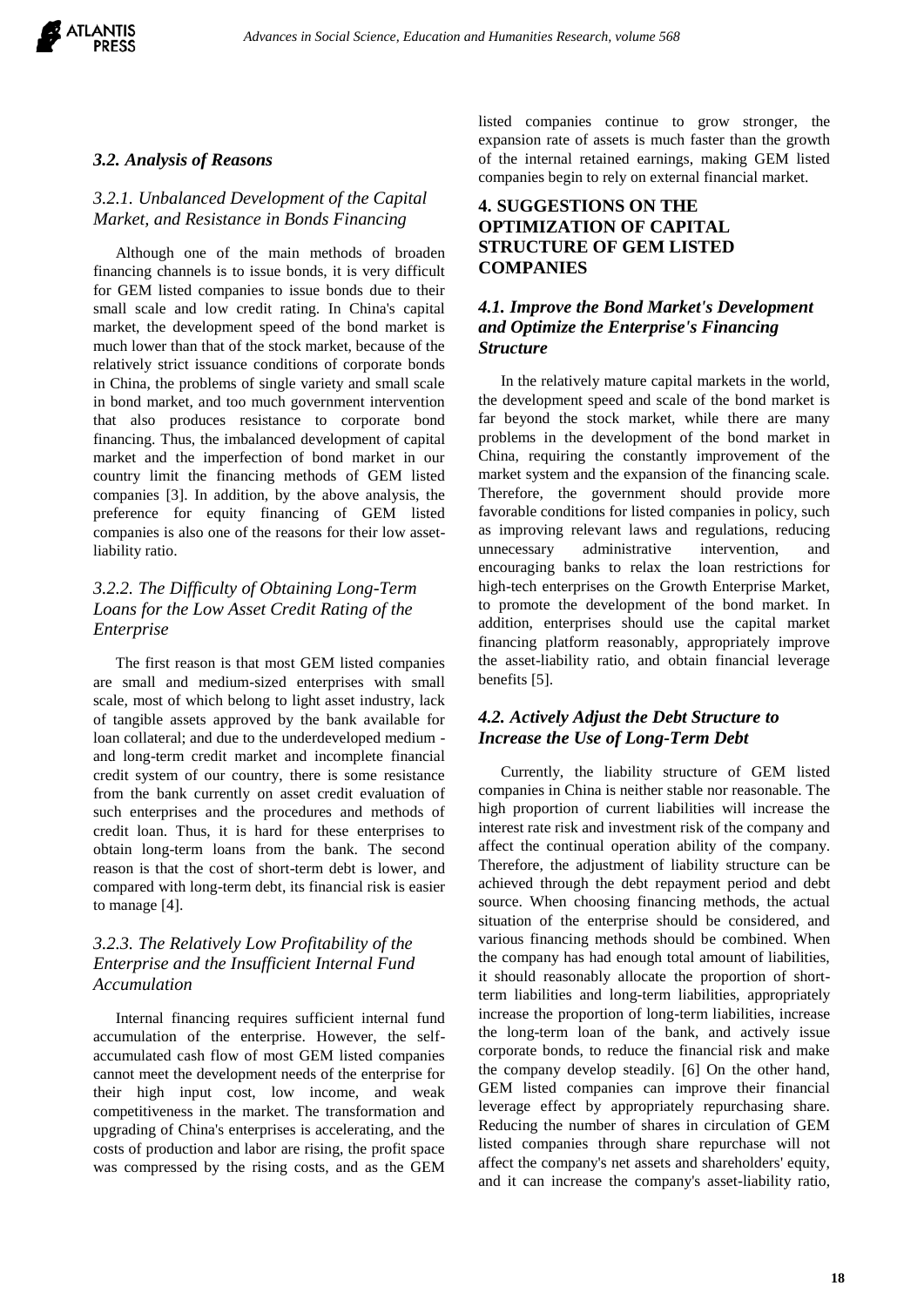### 3.2. Analysis of Reasons

#### 3.2.1. Unbalanced Development of the Capital Market, and Resistance in Bonds Financing

Although one of the main methods of broaden financing channels is to issue bonds, it is very difficult for GEM listed companies to issue bonds due to their small scale and low credit rating. In China's capital market, the development speed of the bond market is much lower than that of the stock market, because of the relatively strict issuance conditions of corporate bonds in China, the problems of single variety and small scale in bond market, and too much government intervention that also produces resistance to corporate bond financing. Thus, the imbalanced development of capital market and the imperfection of bond market in our country limit the financing methods of GEM listed companies [3]. In addition, by the above analysis, the preference for equity financing of GEM listed companies is also one of the reasons for their low asset-liability ratio.

#### 3.2.2. The Difficulty of Obtaining Long-Term Loans for the Low Asset Credit Rating of the Enterprise

The first reason is that most GEM listed companies are small and medium-sized enterprises with small scale, most of which belong to light asset industry, lack of tangible assets approved by the bank available for loan collateral; and due to the underdeveloped medium - and long-term credit market and incomplete financial credit system of our country, there is some resistance from the bank currently on asset credit evaluation of such enterprises and the procedures and methods of credit loan. Thus, it is hard for these enterprises to obtain long-term loans from the bank. The second reason is that the cost of short-term debt is lower, and compared with long-term debt, its financial risk is easier to manage [4].

#### 3.2.3. The Relatively Low Profitability of the Enterprise and the Insufficient Internal Fund Accumulation

Internal financing requires sufficient internal fund accumulation of the enterprise. However, the self-accumulated cash flow of most GEM listed companies cannot meet the development needs of the enterprise for their high input cost, low income, and weak competitiveness in the market. The transformation and upgrading of China's enterprises is accelerating, and the costs of production and labor are rising, the profit space was compressed by the rising costs, and as the GEM listed companies continue to grow stronger, the expansion rate of assets is much faster than the growth of the internal retained earnings, making GEM listed companies begin to rely on external financial market.

## 4. SUGGESTIONS ON THE OPTIMIZATION OF CAPITAL STRUCTURE OF GEM LISTED COMPANIES

### 4.1. Improve the Bond Market's Development and Optimize the Enterprise's Financing Structure

In the relatively mature capital markets in the world, the development speed and scale of the bond market is far beyond the stock market, while there are many problems in the development of the bond market in China, requiring the constantly improvement of the market system and the expansion of the financing scale. Therefore, the government should provide more favorable conditions for listed companies in policy, such as improving relevant laws and regulations, reducing unnecessary administrative intervention, and encouraging banks to relax the loan restrictions for high-tech enterprises on the Growth Enterprise Market, to promote the development of the bond market. In addition, enterprises should use the capital market financing platform reasonably, appropriately improve the asset-liability ratio, and obtain financial leverage benefits [5].

### 4.2. Actively Adjust the Debt Structure to Increase the Use of Long-Term Debt

Currently, the liability structure of GEM listed companies in China is neither stable nor reasonable. The high proportion of current liabilities will increase the interest rate risk and investment risk of the company and affect the continual operation ability of the company. Therefore, the adjustment of liability structure can be achieved through the debt repayment period and debt source. When choosing financing methods, the actual situation of the enterprise should be considered, and various financing methods should be combined. When the company has had enough total amount of liabilities, it should reasonably allocate the proportion of short-term liabilities and long-term liabilities, appropriately increase the proportion of long-term liabilities, increase the long-term loan of the bank, and actively issue corporate bonds, to reduce the financial risk and make the company develop steadily. [6] On the other hand, GEM listed companies can improve their financial leverage effect by appropriately repurchasing share. Reducing the number of shares in circulation of GEM listed companies through share repurchase will not affect the company's net assets and shareholders' equity, and it can increase the company's asset-liability ratio,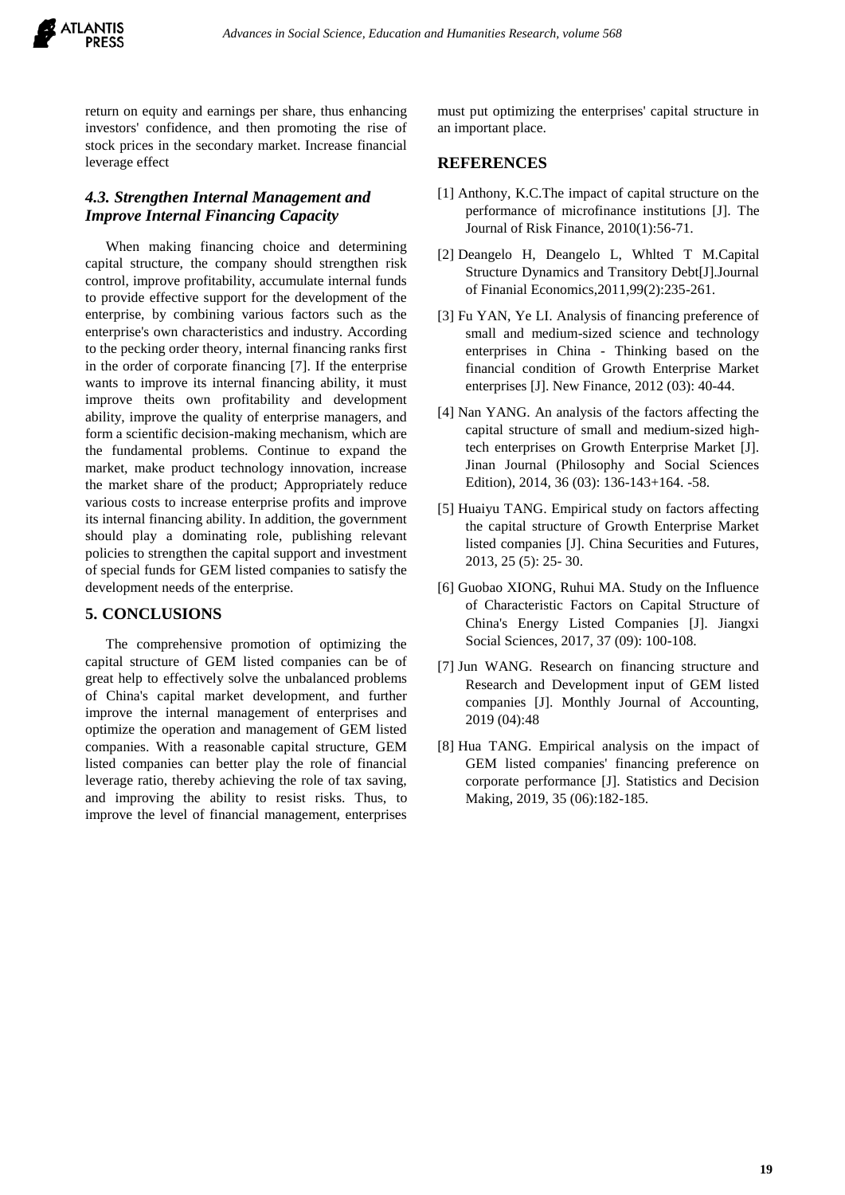return on equity and earnings per share, thus enhancing investors' confidence, and then promoting the rise of stock prices in the secondary market. Increase financial leverage effect

### *4.3. Strengthen Internal Management and Improve Internal Financing Capacity*

When making financing choice and determining capital structure, the company should strengthen risk control, improve profitability, accumulate internal funds to provide effective support for the development of the enterprise, by combining various factors such as the enterprise's own characteristics and industry. According to the pecking order theory, internal financing ranks first in the order of corporate financing [7]. If the enterprise wants to improve its internal financing ability, it must improve theits own profitability and development ability, improve the quality of enterprise managers, and form a scientific decision-making mechanism, which are the fundamental problems. Continue to expand the market, make product technology innovation, increase the market share of the product; Appropriately reduce various costs to increase enterprise profits and improve its internal financing ability. In addition, the government should play a dominating role, publishing relevant policies to strengthen the capital support and investment of special funds for GEM listed companies to satisfy the development needs of the enterprise.

## 5. CONCLUSIONS

The comprehensive promotion of optimizing the capital structure of GEM listed companies can be of great help to effectively solve the unbalanced problems of China's capital market development, and further improve the internal management of enterprises and optimize the operation and management of GEM listed companies. With a reasonable capital structure, GEM listed companies can better play the role of financial leverage ratio, thereby achieving the role of tax saving, and improving the ability to resist risks. Thus, to improve the level of financial management, enterprises must put optimizing the enterprises' capital structure in an important place.

## REFERENCES

[1] Anthony, K.C.The impact of capital structure on the performance of microfinance institutions [J]. The Journal of Risk Finance, 2010(1):56-71.

[2] Deangelo H, Deangelo L, Whlted T M.Capital Structure Dynamics and Transitory Debt[J].Journal of Finanial Economics,2011,99(2):235-261.

[3] Fu YAN, Ye LI. Analysis of financing preference of small and medium-sized science and technology enterprises in China - Thinking based on the financial condition of Growth Enterprise Market enterprises [J]. New Finance, 2012 (03): 40-44.

[4] Nan YANG. An analysis of the factors affecting the capital structure of small and medium-sized high-tech enterprises on Growth Enterprise Market [J]. Jinan Journal (Philosophy and Social Sciences Edition), 2014, 36 (03): 136-143+164. -58.

[5] Huaiyu TANG. Empirical study on factors affecting the capital structure of Growth Enterprise Market listed companies [J]. China Securities and Futures, 2013, 25 (5): 25- 30.

[6] Guobao XIONG, Ruhui MA. Study on the Influence of Characteristic Factors on Capital Structure of China's Energy Listed Companies [J]. Jiangxi Social Sciences, 2017, 37 (09): 100-108.

[7] Jun WANG. Research on financing structure and Research and Development input of GEM listed companies [J]. Monthly Journal of Accounting, 2019 (04):48

[8] Hua TANG. Empirical analysis on the impact of GEM listed companies' financing preference on corporate performance [J]. Statistics and Decision Making, 2019, 35 (06):182-185.